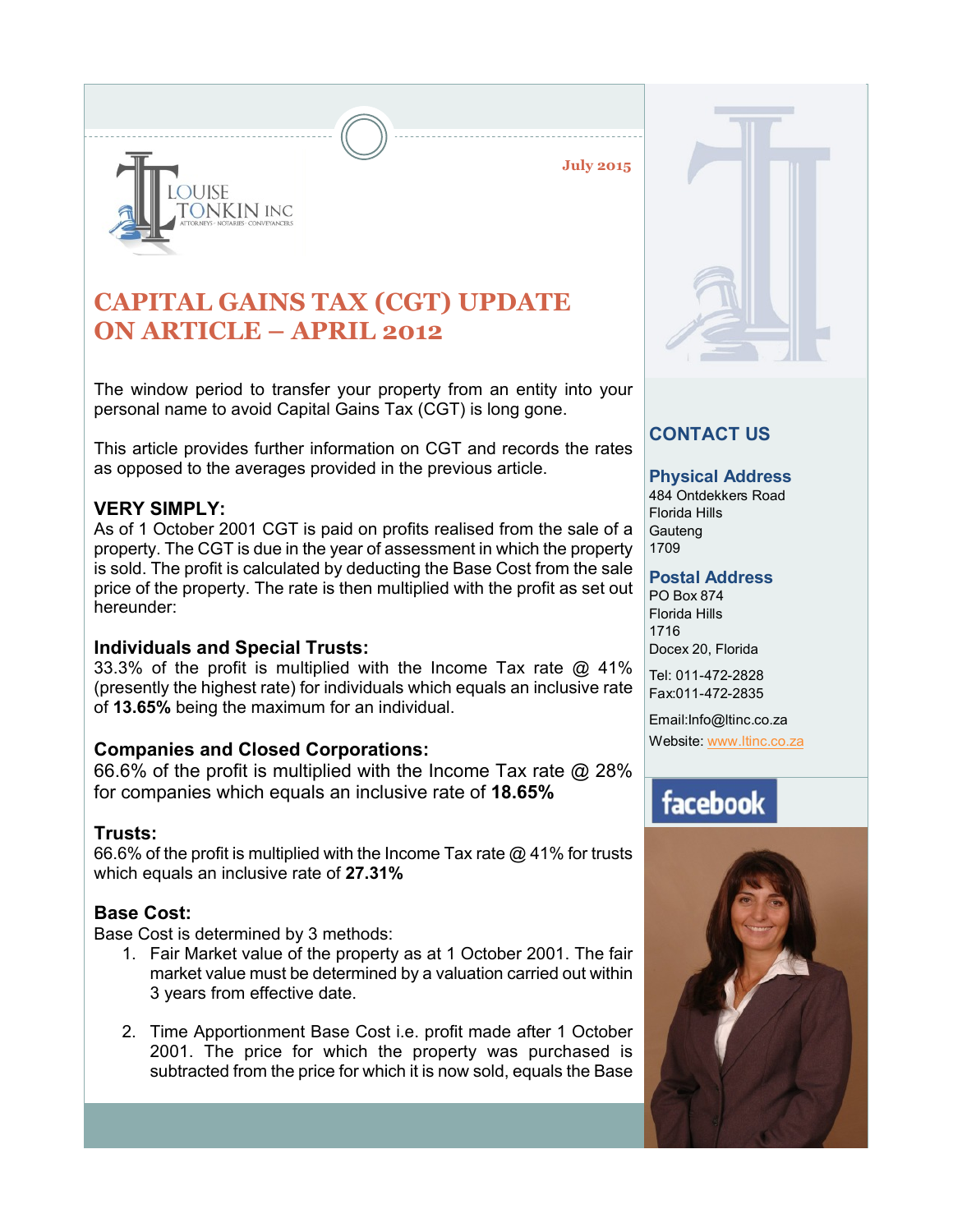LOUISE TONKIN INC
ATTORNEYS · NOTARIES · CONVEYANCERS

July 2015

# CAPITAL GAINS TAX (CGT) UPDATE ON ARTICLE – APRIL 2012

The window period to transfer your property from an entity into your personal name to avoid Capital Gains Tax (CGT) is long gone.

This article provides further information on CGT and records the rates as opposed to the averages provided in the previous article.

### VERY SIMPLY:

As of 1 October 2001 CGT is paid on profits realised from the sale of a property. The CGT is due in the year of assessment in which the property is sold. The profit is calculated by deducting the Base Cost from the sale price of the property. The rate is then multiplied with the profit as set out hereunder:

### Individuals and Special Trusts:

33.3% of the profit is multiplied with the Income Tax rate @ 41% (presently the highest rate) for individuals which equals an inclusive rate of **13.65%** being the maximum for an individual.

### Companies and Closed Corporations:

66.6% of the profit is multiplied with the Income Tax rate @ 28% for companies which equals an inclusive rate of **18.65%**

### Trusts:

66.6% of the profit is multiplied with the Income Tax rate @ 41% for trusts which equals an inclusive rate of **27.31%**

### Base Cost:

Base Cost is determined by 3 methods:

1. Fair Market value of the property as at 1 October 2001. The fair market value must be determined by a valuation carried out within 3 years from effective date.
2. Time Apportionment Base Cost i.e. profit made after 1 October 2001. The price for which the property was purchased is subtracted from the price for which it is now sold, equals the Base

## CONTACT US

### Physical Address

484 Ontdekkers Road
Florida Hills
Gauteng
1709

### Postal Address

PO Box 874
Florida Hills
1716
Docex 20, Florida

Tel: 011-472-2828
Fax:011-472-2835

Email:Info@ltinc.co.za
Website: www.ltinc.co.za

facebook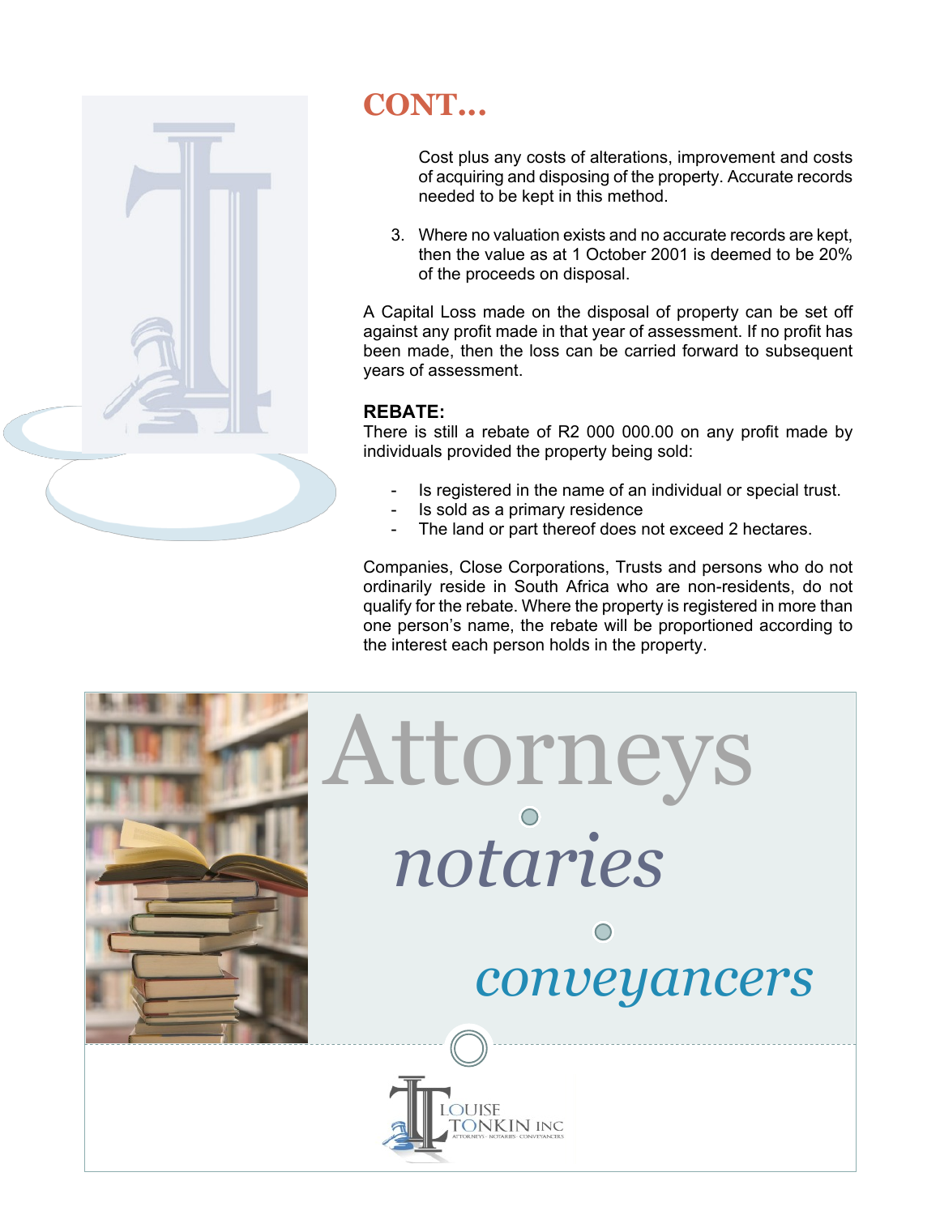## CONT…

Cost plus any costs of alterations, improvement and costs of acquiring and disposing of the property. Accurate records needed to be kept in this method.

3. Where no valuation exists and no accurate records are kept, then the value as at 1 October 2001 is deemed to be 20% of the proceeds on disposal.

A Capital Loss made on the disposal of property can be set off against any profit made in that year of assessment. If no profit has been made, then the loss can be carried forward to subsequent years of assessment.

**REBATE:**
There is still a rebate of R2 000 000.00 on any profit made by individuals provided the property being sold:

- Is registered in the name of an individual or special trust.
- Is sold as a primary residence
- The land or part thereof does not exceed 2 hectares.

Companies, Close Corporations, Trusts and persons who do not ordinarily reside in South Africa who are non-residents, do not qualify for the rebate. Where the property is registered in more than one person's name, the rebate will be proportioned according to the interest each person holds in the property.

Attorneys

*notaries*

*conveyancers*

LOUISE TONKIN INC
ATTORNEYS · NOTARIES · CONVEYANCERS